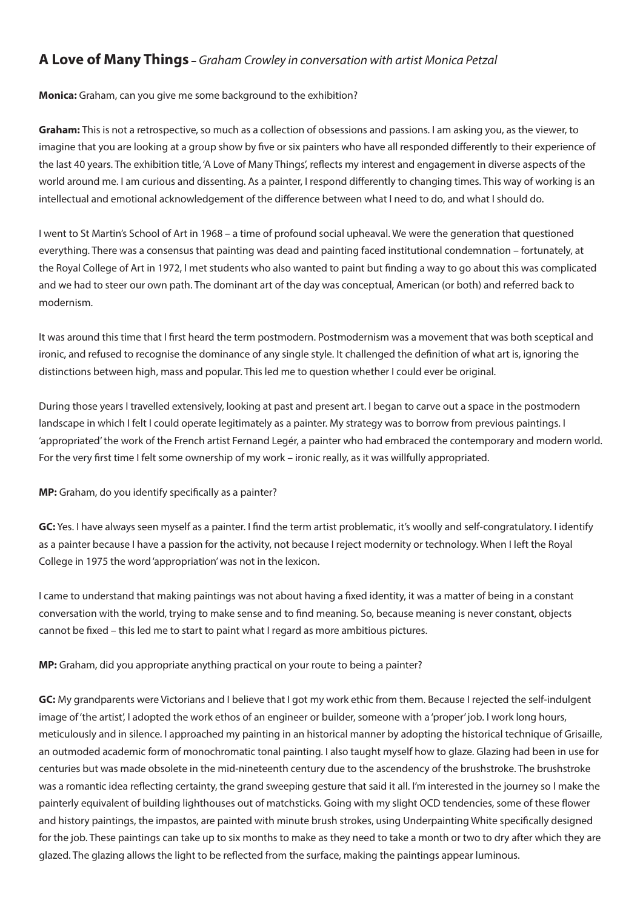## **A Love of Many Things** – *Graham Crowley in conversation with artist Monica Petzal*

**Monica:** Graham, can you give me some background to the exhibition?

**Graham:** This is not a retrospective, so much as a collection of obsessions and passions. I am asking you, as the viewer, to imagine that you are looking at a group show by five or six painters who have all responded differently to their experience of the last 40 years. The exhibition title, 'A Love of Many Things', reflects my interest and engagement in diverse aspects of the world around me. I am curious and dissenting. As a painter, I respond differently to changing times. This way of working is an intellectual and emotional acknowledgement of the difference between what I need to do, and what I should do.

I went to St Martin's School of Art in 1968 – a time of profound social upheaval. We were the generation that questioned everything. There was a consensus that painting was dead and painting faced institutional condemnation – fortunately, at the Royal College of Art in 1972, I met students who also wanted to paint but finding a way to go about this was complicated and we had to steer our own path. The dominant art of the day was conceptual, American (or both) and referred back to modernism.

It was around this time that I first heard the term postmodern. Postmodernism was a movement that was both sceptical and ironic, and refused to recognise the dominance of any single style. It challenged the definition of what art is, ignoring the distinctions between high, mass and popular. This led me to question whether I could ever be original.

During those years I travelled extensively, looking at past and present art. I began to carve out a space in the postmodern landscape in which I felt I could operate legitimately as a painter. My strategy was to borrow from previous paintings. I 'appropriated' the work of the French artist Fernand Legér, a painter who had embraced the contemporary and modern world. For the very first time I felt some ownership of my work – ironic really, as it was willfully appropriated.

**MP:** Graham, do you identify specifically as a painter?

**GC:** Yes. I have always seen myself as a painter. I find the term artist problematic, it's woolly and self-congratulatory. I identify as a painter because I have a passion for the activity, not because I reject modernity or technology. When I left the Royal College in 1975 the word 'appropriation' was not in the lexicon.

I came to understand that making paintings was not about having a fixed identity, it was a matter of being in a constant conversation with the world, trying to make sense and to find meaning. So, because meaning is never constant, objects cannot be fixed – this led me to start to paint what I regard as more ambitious pictures.

**MP:** Graham, did you appropriate anything practical on your route to being a painter?

**GC:** My grandparents were Victorians and I believe that I got my work ethic from them. Because I rejected the self-indulgent image of 'the artist', I adopted the work ethos of an engineer or builder, someone with a 'proper' job. I work long hours, meticulously and in silence. I approached my painting in an historical manner by adopting the historical technique of Grisaille, an outmoded academic form of monochromatic tonal painting. I also taught myself how to glaze. Glazing had been in use for centuries but was made obsolete in the mid-nineteenth century due to the ascendency of the brushstroke. The brushstroke was a romantic idea reflecting certainty, the grand sweeping gesture that said it all. I'm interested in the journey so I make the painterly equivalent of building lighthouses out of matchsticks. Going with my slight OCD tendencies, some of these flower and history paintings, the impastos, are painted with minute brush strokes, using Underpainting White specifically designed for the job. These paintings can take up to six months to make as they need to take a month or two to dry after which they are glazed. The glazing allows the light to be reflected from the surface, making the paintings appear luminous.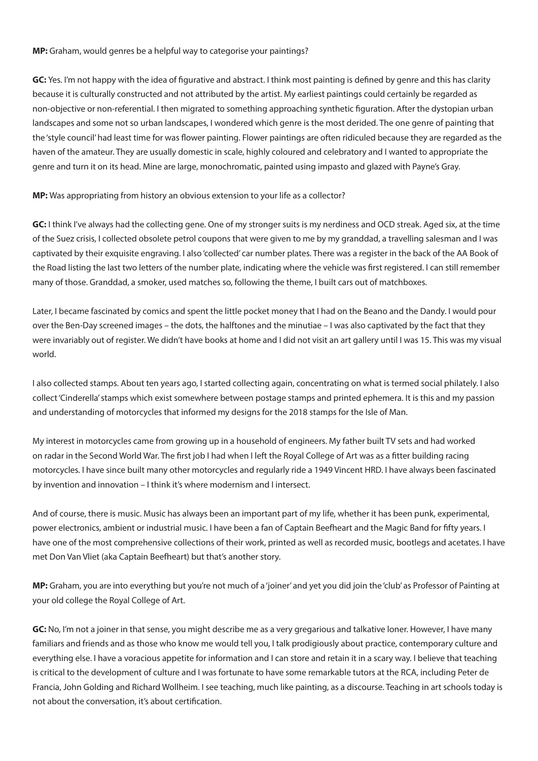**MP:** Graham, would genres be a helpful way to categorise your paintings?

**GC:** Yes. I'm not happy with the idea of figurative and abstract. I think most painting is defined by genre and this has clarity because it is culturally constructed and not attributed by the artist. My earliest paintings could certainly be regarded as non-objective or non-referential. I then migrated to something approaching synthetic figuration. After the dystopian urban landscapes and some not so urban landscapes, I wondered which genre is the most derided. The one genre of painting that the 'style council' had least time for was flower painting. Flower paintings are often ridiculed because they are regarded as the haven of the amateur. They are usually domestic in scale, highly coloured and celebratory and I wanted to appropriate the genre and turn it on its head. Mine are large, monochromatic, painted using impasto and glazed with Payne's Gray.

**MP:** Was appropriating from history an obvious extension to your life as a collector?

**GC:** I think I've always had the collecting gene. One of my stronger suits is my nerdiness and OCD streak. Aged six, at the time of the Suez crisis, I collected obsolete petrol coupons that were given to me by my granddad, a travelling salesman and I was captivated by their exquisite engraving. I also 'collected' car number plates. There was a register in the back of the AA Book of the Road listing the last two letters of the number plate, indicating where the vehicle was first registered. I can still remember many of those. Granddad, a smoker, used matches so, following the theme, I built cars out of matchboxes.

Later, I became fascinated by comics and spent the little pocket money that I had on the Beano and the Dandy. I would pour over the Ben-Day screened images – the dots, the halftones and the minutiae – I was also captivated by the fact that they were invariably out of register. We didn't have books at home and I did not visit an art gallery until I was 15. This was my visual world.

I also collected stamps. About ten years ago, I started collecting again, concentrating on what is termed social philately. I also collect 'Cinderella' stamps which exist somewhere between postage stamps and printed ephemera. It is this and my passion and understanding of motorcycles that informed my designs for the 2018 stamps for the Isle of Man.

My interest in motorcycles came from growing up in a household of engineers. My father built TV sets and had worked on radar in the Second World War. The first job I had when I left the Royal College of Art was as a fitter building racing motorcycles. I have since built many other motorcycles and regularly ride a 1949 Vincent HRD. I have always been fascinated by invention and innovation – I think it's where modernism and I intersect.

And of course, there is music. Music has always been an important part of my life, whether it has been punk, experimental, power electronics, ambient or industrial music. I have been a fan of Captain Beefheart and the Magic Band for fifty years. I have one of the most comprehensive collections of their work, printed as well as recorded music, bootlegs and acetates. I have met Don Van Vliet (aka Captain Beefheart) but that's another story.

**MP:** Graham, you are into everything but you're not much of a 'joiner' and yet you did join the 'club' as Professor of Painting at your old college the Royal College of Art.

**GC:** No, I'm not a joiner in that sense, you might describe me as a very gregarious and talkative loner. However, I have many familiars and friends and as those who know me would tell you, I talk prodigiously about practice, contemporary culture and everything else. I have a voracious appetite for information and I can store and retain it in a scary way. I believe that teaching is critical to the development of culture and I was fortunate to have some remarkable tutors at the RCA, including Peter de Francia, John Golding and Richard Wollheim. I see teaching, much like painting, as a discourse. Teaching in art schools today is not about the conversation, it's about certification.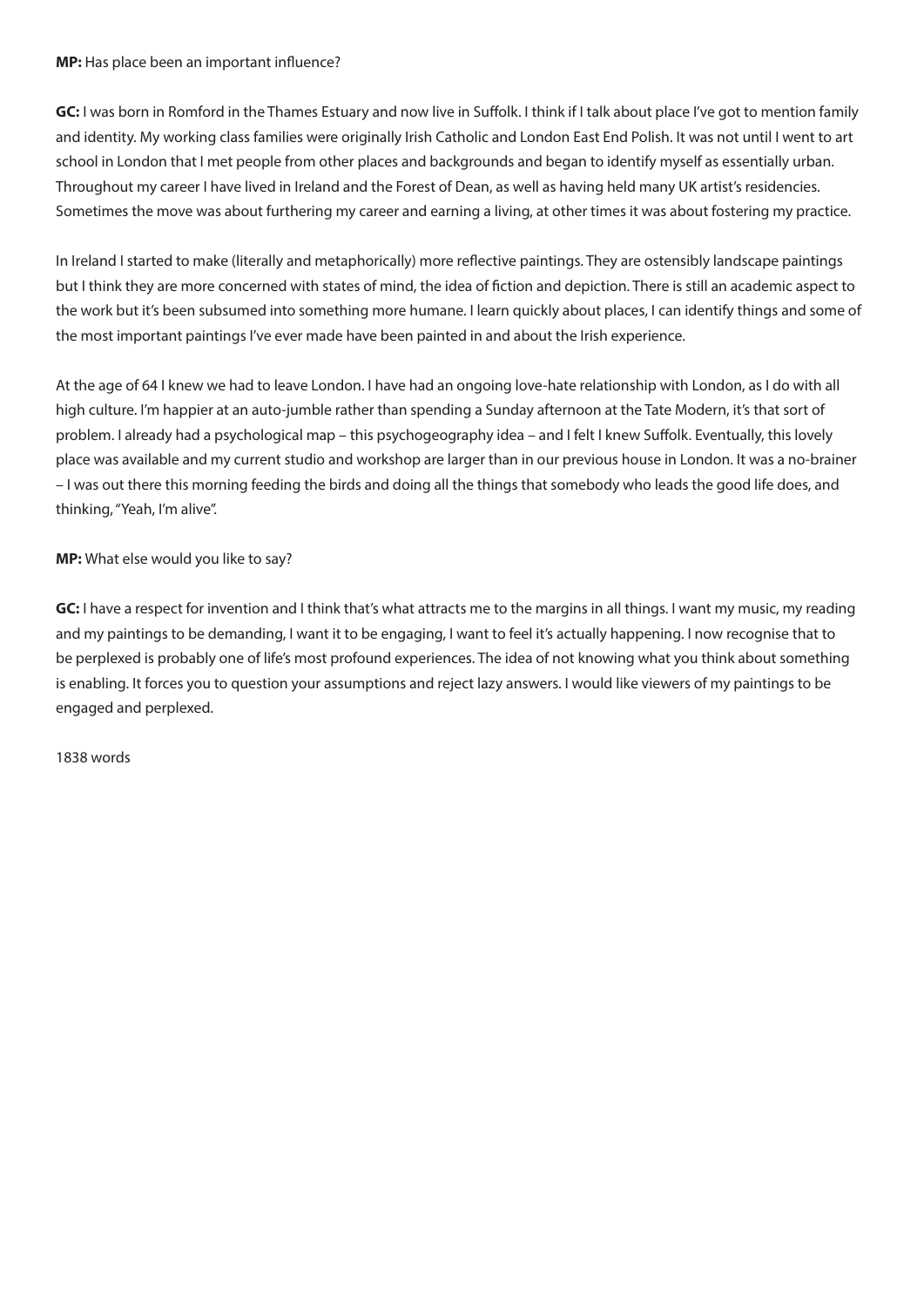**MP:** Has place been an important influence?

**GC:** I was born in Romford in the Thames Estuary and now live in Suffolk. I think if I talk about place I've got to mention family and identity. My working class families were originally Irish Catholic and London East End Polish. It was not until I went to art school in London that I met people from other places and backgrounds and began to identify myself as essentially urban. Throughout my career I have lived in Ireland and the Forest of Dean, as well as having held many UK artist's residencies. Sometimes the move was about furthering my career and earning a living, at other times it was about fostering my practice.

In Ireland I started to make (literally and metaphorically) more reflective paintings. They are ostensibly landscape paintings but I think they are more concerned with states of mind, the idea of fiction and depiction. There is still an academic aspect to the work but it's been subsumed into something more humane. I learn quickly about places, I can identify things and some of the most important paintings I've ever made have been painted in and about the Irish experience.

At the age of 64 I knew we had to leave London. I have had an ongoing love-hate relationship with London, as I do with all high culture. I'm happier at an auto-jumble rather than spending a Sunday afternoon at the Tate Modern, it's that sort of problem. I already had a psychological map – this psychogeography idea – and I felt I knew Suffolk. Eventually, this lovely place was available and my current studio and workshop are larger than in our previous house in London. It was a no-brainer – I was out there this morning feeding the birds and doing all the things that somebody who leads the good life does, and thinking, "Yeah, I'm alive".

**MP:** What else would you like to say?

**GC:** I have a respect for invention and I think that's what attracts me to the margins in all things. I want my music, my reading and my paintings to be demanding, I want it to be engaging, I want to feel it's actually happening. I now recognise that to be perplexed is probably one of life's most profound experiences. The idea of not knowing what you think about something is enabling. It forces you to question your assumptions and reject lazy answers. I would like viewers of my paintings to be engaged and perplexed.

1838 words